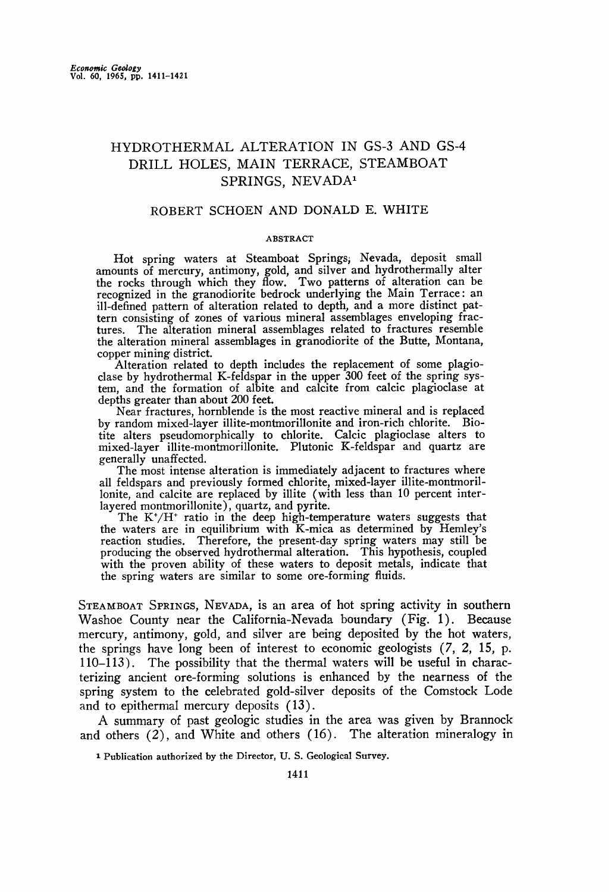# HYDROTHERMAL ALTERATION IN GS-3 AND GS-4 DRILL HOLES, MAIN TERRACE, STEAMBOAT SPRINGS, NEVADA[1]

ROBERT SCHOEN AND DONALD E. WHITE

## ABSTRACT

Hot spring waters at Steamboat Springs, Nevada, deposit small amounts of mercury, antimony, gold, and silver and hydrothermally alter the rocks through which they flow. Two patterns of alteration can be recognized in the granodiorite bedrock underlying the Main Terrace: an ill-defined pattern of alteration related to depth, and a more distinct pattern consisting of zones of various mineral assemblages enveloping fractures. The alteration mineral assemblages related to fractures resemble the alteration mineral assemblages in granodiorite of the Butte, Montana, copper mining district.

Alteration related to depth includes the replacement of some plagioclase by hydrothermal K-feldspar in the upper 300 feet of the spring system, and the formation of albite and calcite from calcic plagioclase at depths greater than about 200 feet.

Near fractures, hornblende is the most reactive mineral and is replaced by random mixed-layer illite-montmorillonite and iron-rich chlorite. Biotite alters pseudomorphically to chlorite. Calcic plagioclase alters to mixed-layer illite-montmorillonite. Plutonic K-feldspar and quartz are generally unaffected.

The most intense alteration is immediately adjacent to fractures where all feldspars and previously formed chlorite, mixed-layer illite-montmorillonite, and calcite are replaced by illite (with less than 10 percent interlayered montmorillonite), quartz, and pyrite.

The $K^+/H^+$ ratio in the deep high-temperature waters suggests that the waters are in equilibrium with K-mica as determined by Hemley's reaction studies. Therefore, the present-day spring waters may still be producing the observed hydrothermal alteration. This hypothesis, coupled with the proven ability of these waters to deposit metals, indicate that the spring waters are similar to some ore-forming fluids.

STEAMBOAT SPRINGS, NEVADA, is an area of hot spring activity in southern Washoe County near the California-Nevada boundary (Fig. 1). Because mercury, antimony, gold, and silver are being deposited by the hot waters, the springs have long been of interest to economic geologists (7, 2, 15, p. 110–113). The possibility that the thermal waters will be useful in characterizing ancient ore-forming solutions is enhanced by the nearness of the spring system to the celebrated gold-silver deposits of the Comstock Lode and to epithermal mercury deposits (13).

A summary of past geologic studies in the area was given by Brannock and others (2), and White and others (16). The alteration mineralogy in

[1] Publication authorized by the Director, U. S. Geological Survey.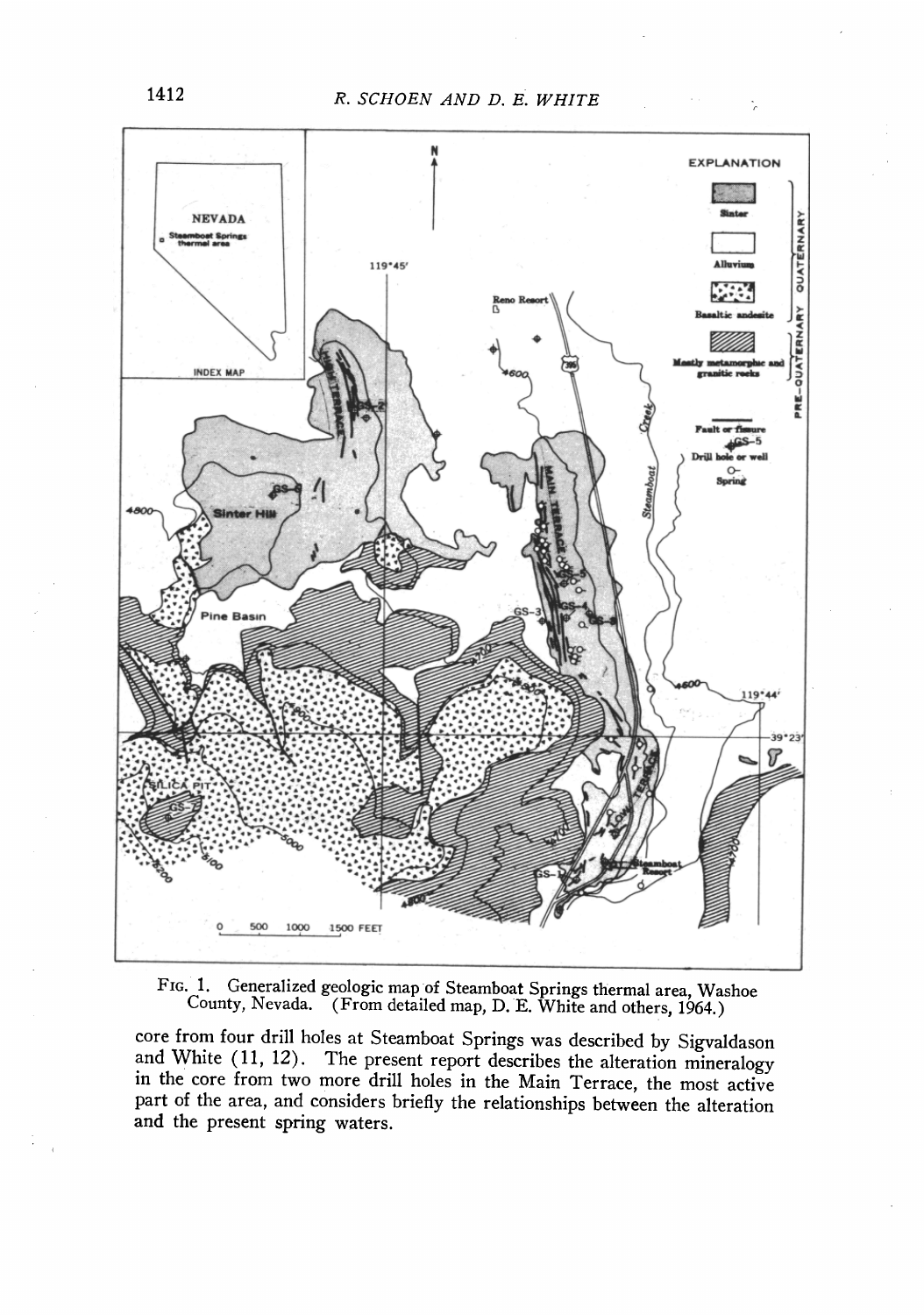FIG. 1. Generalized geologic map of Steamboat Springs thermal area, Washoe County, Nevada. (From detailed map, D. E. White and others, 1964.)

core from four drill holes at Steamboat Springs was described by Sigvaldason and White (11, 12). The present report describes the alteration mineralogy in the core from two more drill holes in the Main Terrace, the most active part of the area, and considers briefly the relationships between the alteration and the present spring waters.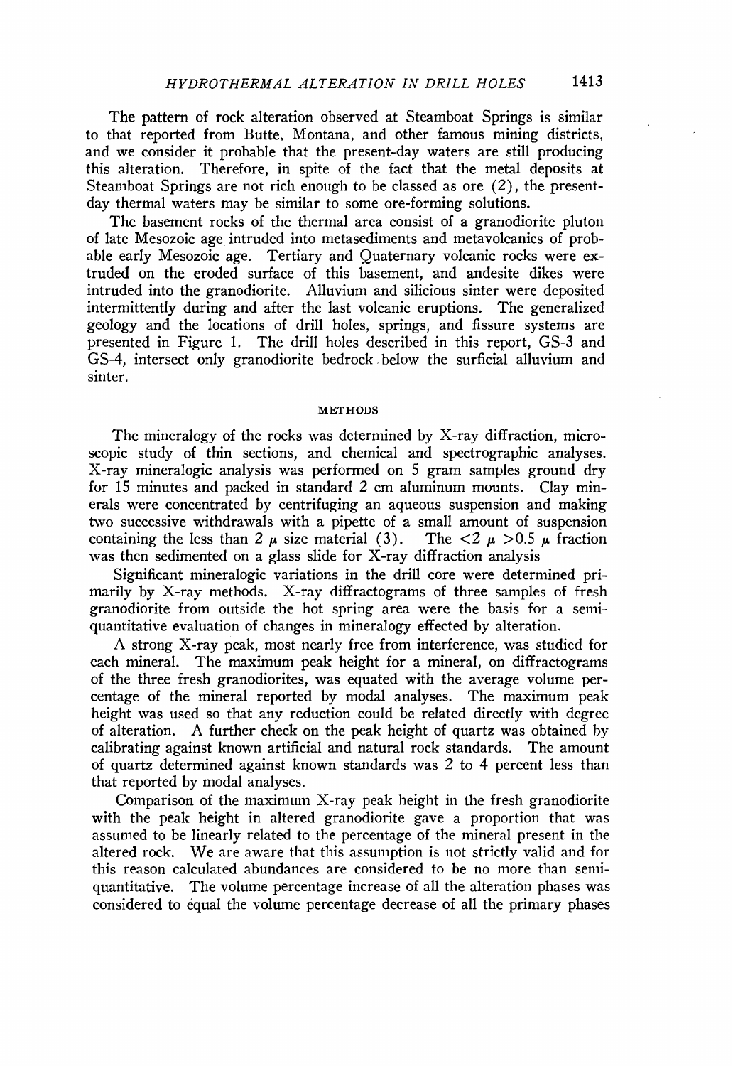The pattern of rock alteration observed at Steamboat Springs is similar to that reported from Butte, Montana, and other famous mining districts, and we consider it probable that the present-day waters are still producing this alteration. Therefore, in spite of the fact that the metal deposits at Steamboat Springs are not rich enough to be classed as ore (2), the present-day thermal waters may be similar to some ore-forming solutions.

The basement rocks of the thermal area consist of a granodiorite pluton of late Mesozoic age intruded into metasediments and metavolcanics of probable early Mesozoic age. Tertiary and Quaternary volcanic rocks were extruded on the eroded surface of this basement, and andesite dikes were intruded into the granodiorite. Alluvium and silicious sinter were deposited intermittently during and after the last volcanic eruptions. The generalized geology and the locations of drill holes, springs, and fissure systems are presented in Figure 1. The drill holes described in this report, GS-3 and GS-4, intersect only granodiorite bedrock below the surficial alluvium and sinter.

## METHODS

The mineralogy of the rocks was determined by X-ray diffraction, microscopic study of thin sections, and chemical and spectrographic analyses. X-ray mineralogic analysis was performed on 5 gram samples ground dry for 15 minutes and packed in standard 2 cm aluminum mounts. Clay minerals were concentrated by centrifuging an aqueous suspension and making two successive withdrawals with a pipette of a small amount of suspension containing the less than 2 $\mu$ size material (3). The $<2\ \mu >0.5\ \mu$ fraction was then sedimented on a glass slide for X-ray diffraction analysis

Significant mineralogic variations in the drill core were determined primarily by X-ray methods. X-ray diffractograms of three samples of fresh granodiorite from outside the hot spring area were the basis for a semi-quantitative evaluation of changes in mineralogy effected by alteration.

A strong X-ray peak, most nearly free from interference, was studied for each mineral. The maximum peak height for a mineral, on diffractograms of the three fresh granodiorites, was equated with the average volume percentage of the mineral reported by modal analyses. The maximum peak height was used so that any reduction could be related directly with degree of alteration. A further check on the peak height of quartz was obtained by calibrating against known artificial and natural rock standards. The amount of quartz determined against known standards was 2 to 4 percent less than that reported by modal analyses.

Comparison of the maximum X-ray peak height in the fresh granodiorite with the peak height in altered granodiorite gave a proportion that was assumed to be linearly related to the percentage of the mineral present in the altered rock. We are aware that this assumption is not strictly valid and for this reason calculated abundances are considered to be no more than semi-quantitative. The volume percentage increase of all the alteration phases was considered to équal the volume percentage decrease of all the primary phases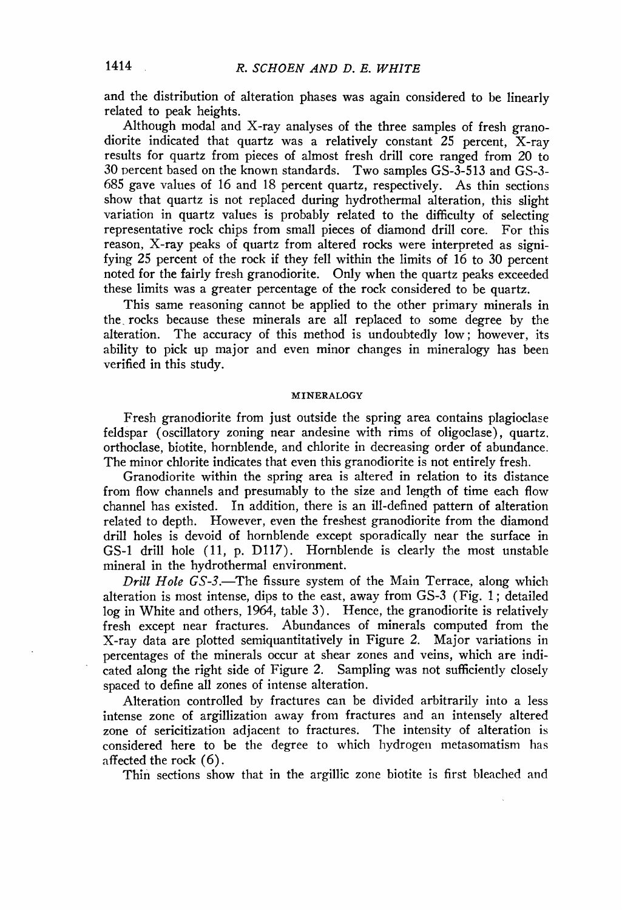and the distribution of alteration phases was again considered to be linearly related to peak heights.

Although modal and X-ray analyses of the three samples of fresh granodiorite indicated that quartz was a relatively constant 25 percent, X-ray results for quartz from pieces of almost fresh drill core ranged from 20 to 30 percent based on the known standards. Two samples GS-3-513 and GS-3-685 gave values of 16 and 18 percent quartz, respectively. As thin sections show that quartz is not replaced during hydrothermal alteration, this slight variation in quartz values is probably related to the difficulty of selecting representative rock chips from small pieces of diamond drill core. For this reason, X-ray peaks of quartz from altered rocks were interpreted as signifying 25 percent of the rock if they fell within the limits of 16 to 30 percent noted for the fairly fresh granodiorite. Only when the quartz peaks exceeded these limits was a greater percentage of the rock considered to be quartz.

This same reasoning cannot be applied to the other primary minerals in the rocks because these minerals are all replaced to some degree by the alteration. The accuracy of this method is undoubtedly low; however, its ability to pick up major and even minor changes in mineralogy has been verified in this study.

## MINERALOGY

Fresh granodiorite from just outside the spring area contains plagioclase feldspar (oscillatory zoning near andesine with rims of oligoclase), quartz, orthoclase, biotite, hornblende, and chlorite in decreasing order of abundance. The minor chlorite indicates that even this granodiorite is not entirely fresh.

Granodiorite within the spring area is altered in relation to its distance from flow channels and presumably to the size and length of time each flow channel has existed. In addition, there is an ill-defined pattern of alteration related to depth. However, even the freshest granodiorite from the diamond drill holes is devoid of hornblende except sporadically near the surface in GS-1 drill hole (11, p. D117). Hornblende is clearly the most unstable mineral in the hydrothermal environment.

*Drill Hole GS-3.*—The fissure system of the Main Terrace, along which alteration is most intense, dips to the east, away from GS-3 (Fig. 1; detailed log in White and others, 1964, table 3). Hence, the granodiorite is relatively fresh except near fractures. Abundances of minerals computed from the X-ray data are plotted semiquantitatively in Figure 2. Major variations in percentages of the minerals occur at shear zones and veins, which are indicated along the right side of Figure 2. Sampling was not sufficiently closely spaced to define all zones of intense alteration.

Alteration controlled by fractures can be divided arbitrarily into a less intense zone of argillization away from fractures and an intensely altered zone of sericitization adjacent to fractures. The intensity of alteration is considered here to be the degree to which hydrogen metasomatism has affected the rock (6).

Thin sections show that in the argillic zone biotite is first bleached and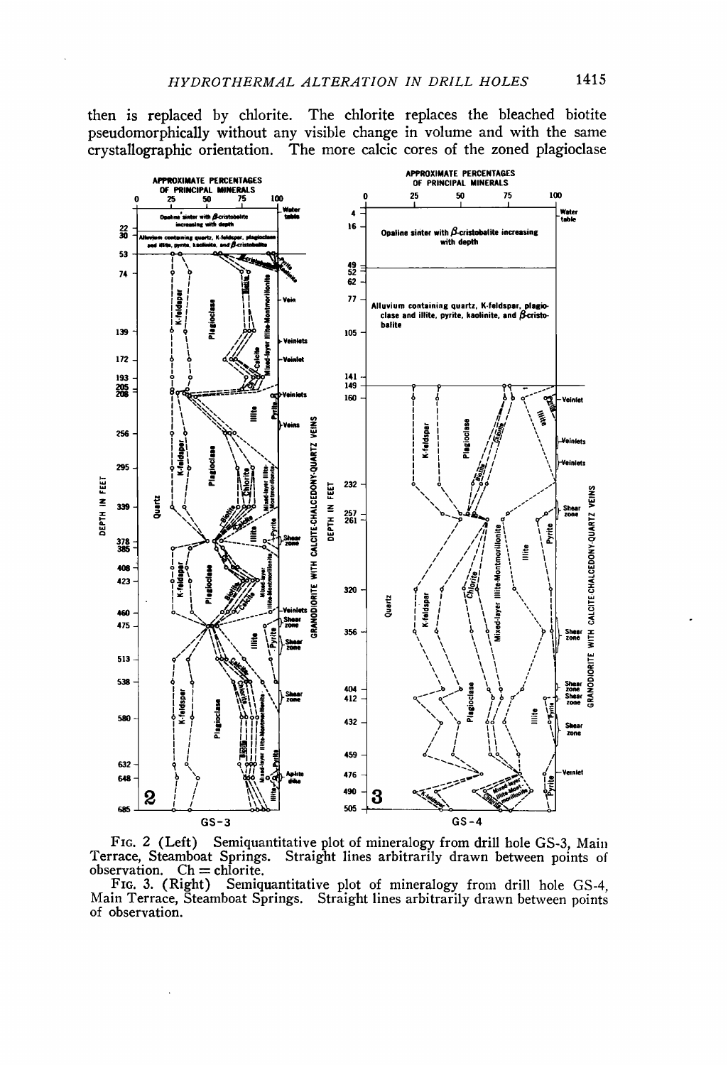then is replaced by chlorite. The chlorite replaces the bleached biotite pseudomorphically without any visible change in volume and with the same crystallographic orientation. The more calcic cores of the zoned plagioclase

FIG. 2 (Left) Semiquantitative plot of mineralogy from drill hole GS-3, Main Terrace, Steamboat Springs. Straight lines arbitrarily drawn between points of observation. Ch = chlorite.

FIG. 3. (Right) Semiquantitative plot of mineralogy from drill hole GS-4, Main Terrace, Steamboat Springs. Straight lines arbitrarily drawn between points of observation.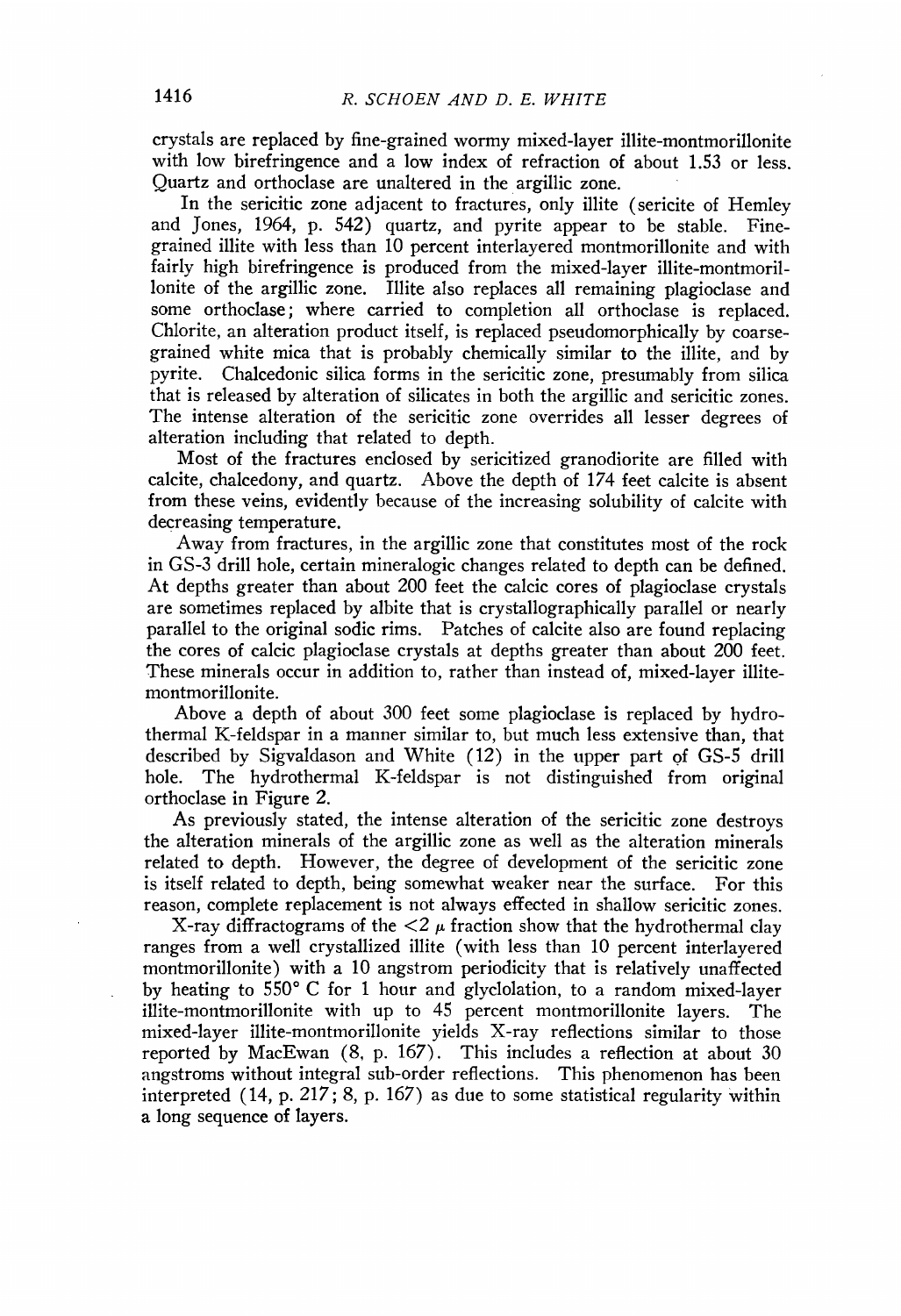crystals are replaced by fine-grained wormy mixed-layer illite-montmorillonite with low birefringence and a low index of refraction of about 1.53 or less. Quartz and orthoclase are unaltered in the argillic zone.

In the sericitic zone adjacent to fractures, only illite (sericite of Hemley and Jones, 1964, p. 542) quartz, and pyrite appear to be stable. Fine-grained illite with less than 10 percent interlayered montmorillonite and with fairly high birefringence is produced from the mixed-layer illite-montmorillonite of the argillic zone. Illite also replaces all remaining plagioclase and some orthoclase; where carried to completion all orthoclase is replaced. Chlorite, an alteration product itself, is replaced pseudomorphically by coarse-grained white mica that is probably chemically similar to the illite, and by pyrite. Chalcedonic silica forms in the sericitic zone, presumably from silica that is released by alteration of silicates in both the argillic and sericitic zones. The intense alteration of the sericitic zone overrides all lesser degrees of alteration including that related to depth.

Most of the fractures enclosed by sericitized granodiorite are filled with calcite, chalcedony, and quartz. Above the depth of 174 feet calcite is absent from these veins, evidently because of the increasing solubility of calcite with decreasing temperature.

Away from fractures, in the argillic zone that constitutes most of the rock in GS-3 drill hole, certain mineralogic changes related to depth can be defined. At depths greater than about 200 feet the calcic cores of plagioclase crystals are sometimes replaced by albite that is crystallographically parallel or nearly parallel to the original sodic rims. Patches of calcite also are found replacing the cores of calcic plagioclase crystals at depths greater than about 200 feet. These minerals occur in addition to, rather than instead of, mixed-layer illite-montmorillonite.

Above a depth of about 300 feet some plagioclase is replaced by hydrothermal K-feldspar in a manner similar to, but much less extensive than, that described by Sigvaldason and White (12) in the upper part of GS-5 drill hole. The hydrothermal K-feldspar is not distinguished from original orthoclase in Figure 2.

As previously stated, the intense alteration of the sericitic zone destroys the alteration minerals of the argillic zone as well as the alteration minerals related to depth. However, the degree of development of the sericitic zone is itself related to depth, being somewhat weaker near the surface. For this reason, complete replacement is not always effected in shallow sericitic zones.

X-ray diffractograms of the $<2\ \mu$ fraction show that the hydrothermal clay ranges from a well crystallized illite (with less than 10 percent interlayered montmorillonite) with a 10 angstrom periodicity that is relatively unaffected by heating to 550° C for 1 hour and glyclolation, to a random mixed-layer illite-montmorillonite with up to 45 percent montmorillonite layers. The mixed-layer illite-montmorillonite yields X-ray reflections similar to those reported by MacEwan (8, p. 167). This includes a reflection at about 30 angstroms without integral sub-order reflections. This phenomenon has been interpreted (14, p. 217; 8, p. 167) as due to some statistical regularity within a long sequence of layers.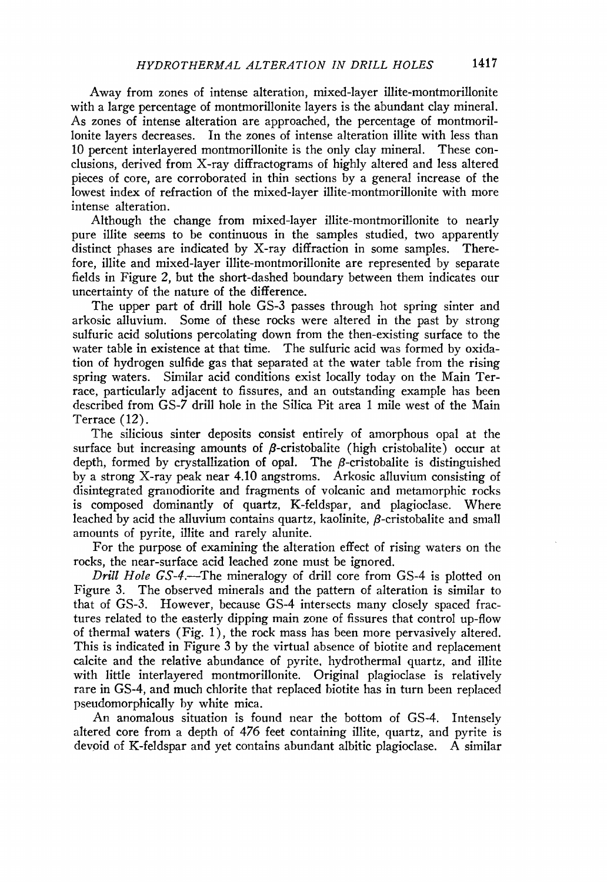Away from zones of intense alteration, mixed-layer illite-montmorillonite with a large percentage of montmorillonite layers is the abundant clay mineral. As zones of intense alteration are approached, the percentage of montmorillonite layers decreases. In the zones of intense alteration illite with less than 10 percent interlayered montmorillonite is the only clay mineral. These conclusions, derived from X-ray diffractograms of highly altered and less altered pieces of core, are corroborated in thin sections by a general increase of the lowest index of refraction of the mixed-layer illite-montmorillonite with more intense alteration.

Although the change from mixed-layer illite-montmorillonite to nearly pure illite seems to be continuous in the samples studied, two apparently distinct phases are indicated by X-ray diffraction in some samples. Therefore, illite and mixed-layer illite-montmorillonite are represented by separate fields in Figure 2, but the short-dashed boundary between them indicates our uncertainty of the nature of the difference.

The upper part of drill hole GS-3 passes through hot spring sinter and arkosic alluvium. Some of these rocks were altered in the past by strong sulfuric acid solutions percolating down from the then-existing surface to the water table in existence at that time. The sulfuric acid was formed by oxidation of hydrogen sulfide gas that separated at the water table from the rising spring waters. Similar acid conditions exist locally today on the Main Terrace, particularly adjacent to fissures, and an outstanding example has been described from GS-7 drill hole in the Silica Pit area 1 mile west of the Main Terrace (12).

The silicious sinter deposits consist entirely of amorphous opal at the surface but increasing amounts of $\beta$-cristobalite (high cristobalite) occur at depth, formed by crystallization of opal. The $\beta$-cristobalite is distinguished by a strong X-ray peak near 4.10 angstroms. Arkosic alluvium consisting of disintegrated granodiorite and fragments of volcanic and metamorphic rocks is composed dominantly of quartz, K-feldspar, and plagioclase. Where leached by acid the alluvium contains quartz, kaolinite, $\beta$-cristobalite and small amounts of pyrite, illite and rarely alunite.

For the purpose of examining the alteration effect of rising waters on the rocks, the near-surface acid leached zone must be ignored.

*Drill Hole GS-4.*—The mineralogy of drill core from GS-4 is plotted on Figure 3. The observed minerals and the pattern of alteration is similar to that of GS-3. However, because GS-4 intersects many closely spaced fractures related to the easterly dipping main zone of fissures that control up-flow of thermal waters (Fig. 1), the rock mass has been more pervasively altered. This is indicated in Figure 3 by the virtual absence of biotite and replacement calcite and the relative abundance of pyrite, hydrothermal quartz, and illite with little interlayered montmorillonite. Original plagioclase is relatively rare in GS-4, and much chlorite that replaced biotite has in turn been replaced pseudomorphically by white mica.

An anomalous situation is found near the bottom of GS-4. Intensely altered core from a depth of 476 feet containing illite, quartz, and pyrite is devoid of K-feldspar and yet contains abundant albitic plagioclase. A similar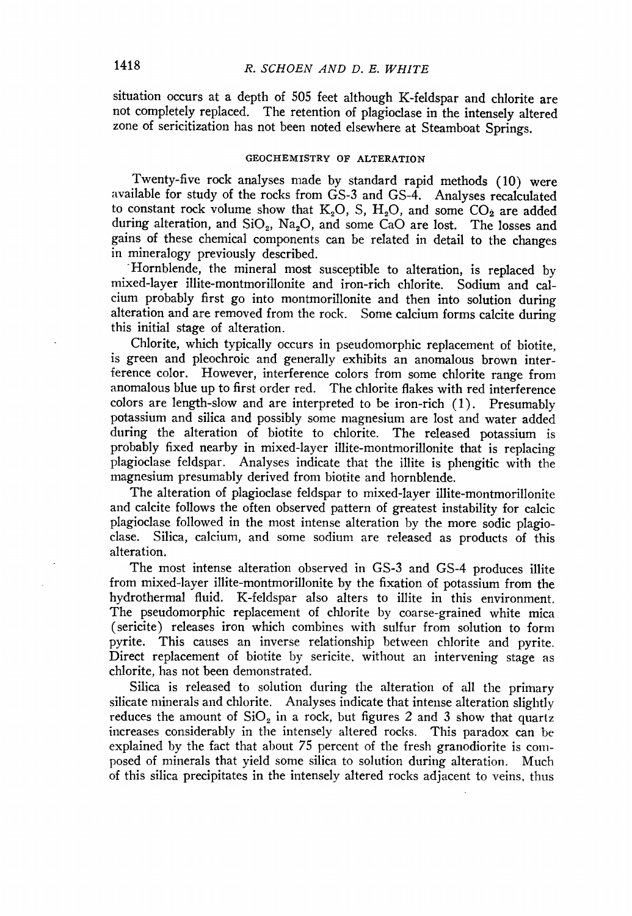situation occurs at a depth of 505 feet although K-feldspar and chlorite are not completely replaced. The retention of plagioclase in the intensely altered zone of sericitization has not been noted elsewhere at Steamboat Springs.

## GEOCHEMISTRY OF ALTERATION

Twenty-five rock analyses made by standard rapid methods (10) were available for study of the rocks from GS-3 and GS-4. Analyses recalculated to constant rock volume show that $K_2O$, S, $H_2O$, and some $CO_2$ are added during alteration, and $SiO_2$, $Na_2O$, and some CaO are lost. The losses and gains of these chemical components can be related in detail to the changes in mineralogy previously described.

Hornblende, the mineral most susceptible to alteration, is replaced by mixed-layer illite-montmorillonite and iron-rich chlorite. Sodium and calcium probably first go into montmorillonite and then into solution during alteration and are removed from the rock. Some calcium forms calcite during this initial stage of alteration.

Chlorite, which typically occurs in pseudomorphic replacement of biotite, is green and pleochroic and generally exhibits an anomalous brown interference color. However, interference colors from some chlorite range from anomalous blue up to first order red. The chlorite flakes with red interference colors are length-slow and are interpreted to be iron-rich (1). Presumably potassium and silica and possibly some magnesium are lost and water added during the alteration of biotite to chlorite. The released potassium is probably fixed nearby in mixed-layer illite-montmorillonite that is replacing plagioclase feldspar. Analyses indicate that the illite is phengitic with the magnesium presumably derived from biotite and hornblende.

The alteration of plagioclase feldspar to mixed-layer illite-montmorillonite and calcite follows the often observed pattern of greatest instability for calcic plagioclase followed in the most intense alteration by the more sodic plagioclase. Silica, calcium, and some sodium are released as products of this alteration.

The most intense alteration observed in GS-3 and GS-4 produces illite from mixed-layer illite-montmorillonite by the fixation of potassium from the hydrothermal fluid. K-feldspar also alters to illite in this environment. The pseudomorphic replacement of chlorite by coarse-grained white mica (sericite) releases iron which combines with sulfur from solution to form pyrite. This causes an inverse relationship between chlorite and pyrite. Direct replacement of biotite by sericite, without an intervening stage as chlorite, has not been demonstrated.

Silica is released to solution during the alteration of all the primary silicate minerals and chlorite. Analyses indicate that intense alteration slightly reduces the amount of $SiO_2$ in a rock, but figures 2 and 3 show that quartz increases considerably in the intensely altered rocks. This paradox can be explained by the fact that about 75 percent of the fresh granodiorite is composed of minerals that yield some silica to solution during alteration. Much of this silica precipitates in the intensely altered rocks adjacent to veins, thus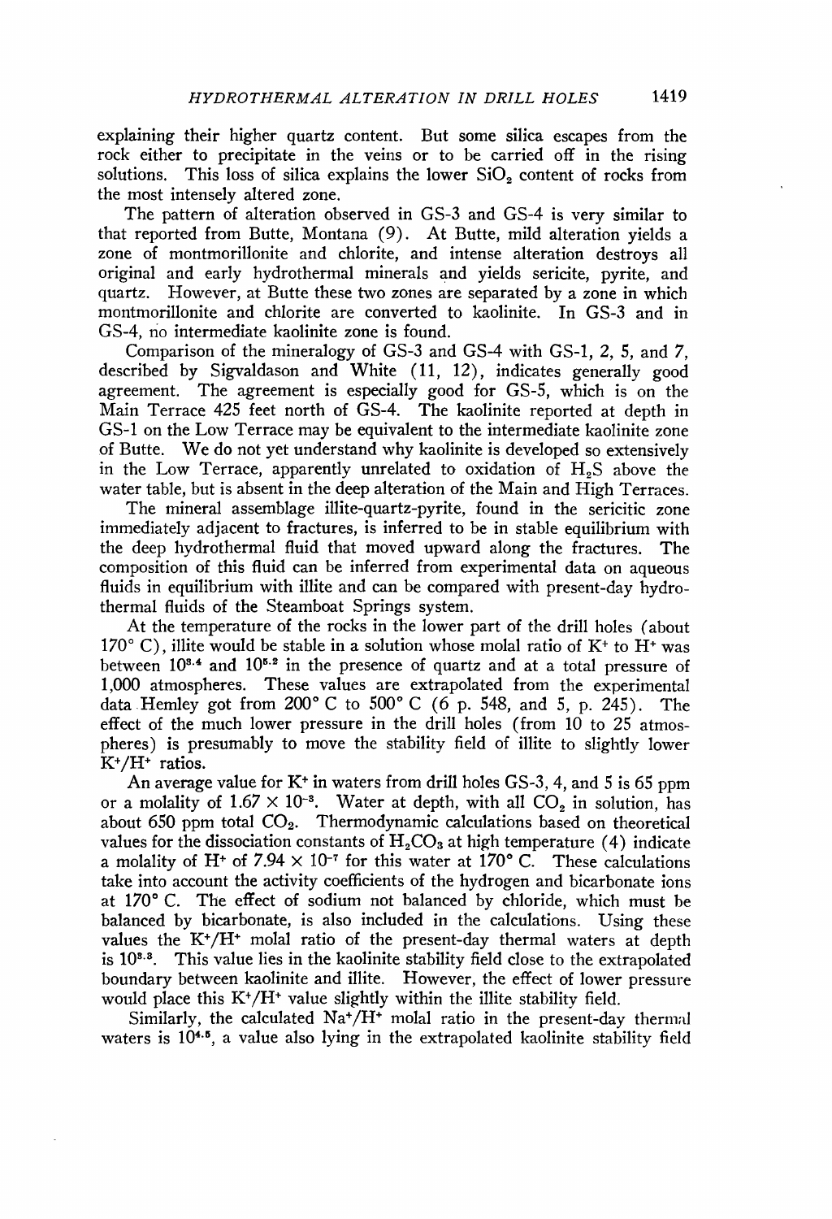explaining their higher quartz content. But some silica escapes from the rock either to precipitate in the veins or to be carried off in the rising solutions. This loss of silica explains the lower $SiO_2$ content of rocks from the most intensely altered zone.

The pattern of alteration observed in GS-3 and GS-4 is very similar to that reported from Butte, Montana (9). At Butte, mild alteration yields a zone of montmorillonite and chlorite, and intense alteration destroys all original and early hydrothermal minerals and yields sericite, pyrite, and quartz. However, at Butte these two zones are separated by a zone in which montmorillonite and chlorite are converted to kaolinite. In GS-3 and in GS-4, no intermediate kaolinite zone is found.

Comparison of the mineralogy of GS-3 and GS-4 with GS-1, 2, 5, and 7, described by Sigvaldason and White (11, 12), indicates generally good agreement. The agreement is especially good for GS-5, which is on the Main Terrace 425 feet north of GS-4. The kaolinite reported at depth in GS-1 on the Low Terrace may be equivalent to the intermediate kaolinite zone of Butte. We do not yet understand why kaolinite is developed so extensively in the Low Terrace, apparently unrelated to oxidation of $H_2S$ above the water table, but is absent in the deep alteration of the Main and High Terraces.

The mineral assemblage illite-quartz-pyrite, found in the sericitic zone immediately adjacent to fractures, is inferred to be in stable equilibrium with the deep hydrothermal fluid that moved upward along the fractures. The composition of this fluid can be inferred from experimental data on aqueous fluids in equilibrium with illite and can be compared with present-day hydrothermal fluids of the Steamboat Springs system.

At the temperature of the rocks in the lower part of the drill holes (about 170° C), illite would be stable in a solution whose molal ratio of $K^+$ to $H^+$ was between $10^{3.4}$ and $10^{5.2}$ in the presence of quartz and at a total pressure of 1,000 atmospheres. These values are extrapolated from the experimental data Hemley got from 200° C to 500° C (6 p. 548, and 5, p. 245). The effect of the much lower pressure in the drill holes (from 10 to 25 atmospheres) is presumably to move the stability field of illite to slightly lower $K^+/H^+$ ratios.

An average value for $K^+$ in waters from drill holes GS-3, 4, and 5 is 65 ppm or a molality of $1.67 \times 10^{-3}$. Water at depth, with all $CO_2$ in solution, has about 650 ppm total $CO_2$. Thermodynamic calculations based on theoretical values for the dissociation constants of $H_2CO_3$ at high temperature (4) indicate a molality of $H^+$ of $7.94 \times 10^{-7}$ for this water at 170° C. These calculations take into account the activity coefficients of the hydrogen and bicarbonate ions at 170° C. The effect of sodium not balanced by chloride, which must be balanced by bicarbonate, is also included in the calculations. Using these values the $K^+/H^+$ molal ratio of the present-day thermal waters at depth is $10^{3.3}$. This value lies in the kaolinite stability field close to the extrapolated boundary between kaolinite and illite. However, the effect of lower pressure would place this $K^+/H^+$ value slightly within the illite stability field.

Similarly, the calculated $Na^+/H^+$ molal ratio in the present-day thermal waters is $10^{4.5}$, a value also lying in the extrapolated kaolinite stability field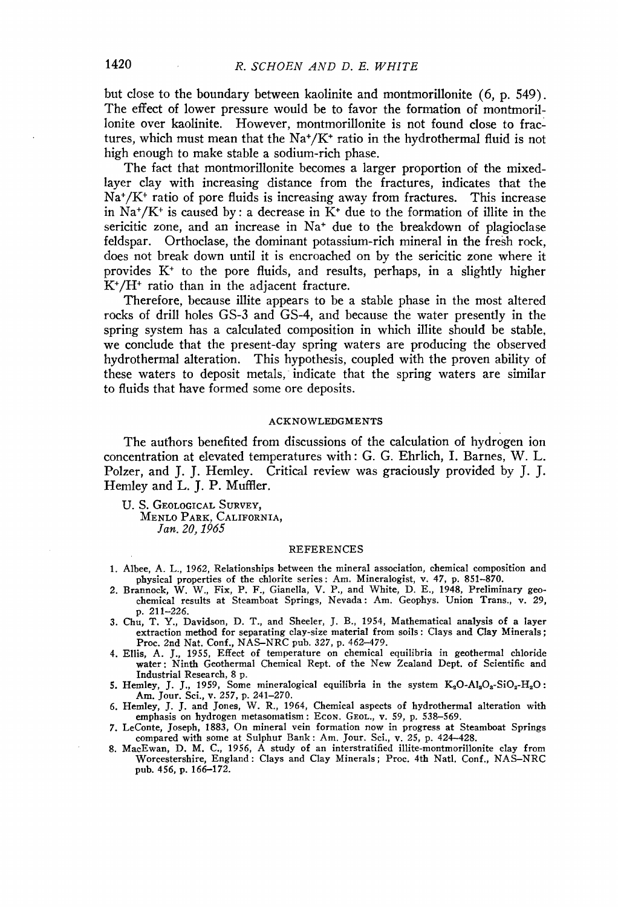but close to the boundary between kaolinite and montmorillonite (6, p. 549). The effect of lower pressure would be to favor the formation of montmorillonite over kaolinite. However, montmorillonite is not found close to fractures, which must mean that the $Na^+/K^+$ ratio in the hydrothermal fluid is not high enough to make stable a sodium-rich phase.

The fact that montmorillonite becomes a larger proportion of the mixed-layer clay with increasing distance from the fractures, indicates that the $Na^+/K^+$ ratio of pore fluids is increasing away from fractures. This increase in $Na^+/K^+$ is caused by: a decrease in $K^+$ due to the formation of illite in the sericitic zone, and an increase in $Na^+$ due to the breakdown of plagioclase feldspar. Orthoclase, the dominant potassium-rich mineral in the fresh rock, does not break down until it is encroached on by the sericitic zone where it provides $K^+$ to the pore fluids, and results, perhaps, in a slightly higher $K^+/H^+$ ratio than in the adjacent fracture.

Therefore, because illite appears to be a stable phase in the most altered rocks of drill holes GS-3 and GS-4, and because the water presently in the spring system has a calculated composition in which illite should be stable, we conclude that the present-day spring waters are producing the observed hydrothermal alteration. This hypothesis, coupled with the proven ability of these waters to deposit metals, indicate that the spring waters are similar to fluids that have formed some ore deposits.

## ACKNOWLEDGMENTS

The authors benefited from discussions of the calculation of hydrogen ion concentration at elevated temperatures with: G. G. Ehrlich, I. Barnes, W. L. Polzer, and J. J. Hemley. Critical review was graciously provided by J. J. Hemley and L. J. P. Muffler.

U. S. Geological Survey,
Menlo Park, California,
*Jan. 20, 1965*

## REFERENCES

1. Albee, A. L., 1962, Relationships between the mineral association, chemical composition and physical properties of the chlorite series: Am. Mineralogist, v. 47, p. 851–870.
2. Brannock, W. W., Fix, P. F., Gianella, V. P., and White, D. E., 1948, Preliminary geochemical results at Steamboat Springs, Nevada: Am. Geophys. Union Trans., v. 29, p. 211–226.
3. Chu, T. Y., Davidson, D. T., and Sheeler, J. B., 1954, Mathematical analysis of a layer extraction method for separating clay-size material from soils: Clays and Clay Minerals; Proc. 2nd Nat. Conf., NAS–NRC pub. 327, p. 462–479.
4. Ellis, A. J., 1955, Effect of temperature on chemical equilibria in geothermal chloride water: Ninth Geothermal Chemical Rept. of the New Zealand Dept. of Scientific and Industrial Research, 8 p.
5. Hemley, J. J., 1959, Some mineralogical equilibria in the system $K_2O$-$Al_2O_3$-$SiO_2$-$H_2O$: Am. Jour. Sci., v. 257, p. 241–270.
6. Hemley, J. J. and Jones, W. R., 1964, Chemical aspects of hydrothermal alteration with emphasis on hydrogen metasomatism: Econ. Geol., v. 59, p. 538–569.
7. LeConte, Joseph, 1883, On mineral vein formation now in progress at Steamboat Springs compared with some at Sulphur Bank: Am. Jour. Sci., v. 25, p. 424–428.
8. MacEwan, D. M. C., 1956, A study of an interstratified illite-montmorillonite clay from Worcestershire, England: Clays and Clay Minerals; Proc. 4th Natl. Conf., NAS–NRC pub. 456, p. 166–172.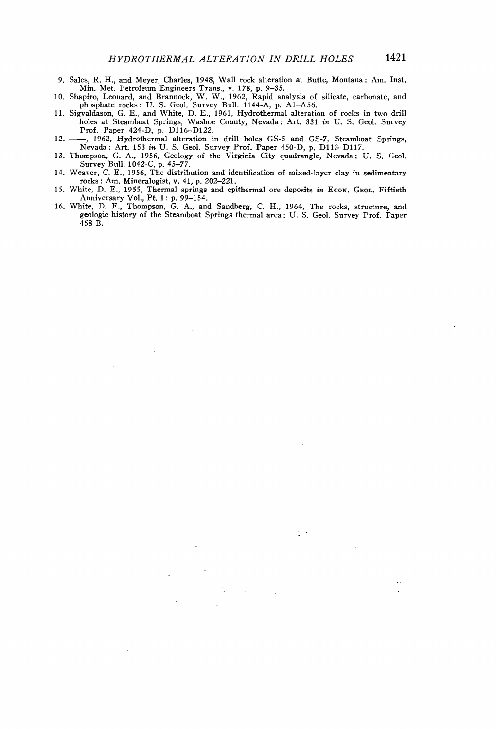9. Sales, R. H., and Meyer, Charles, 1948, Wall rock alteration at Butte, Montana: Am. Inst. Min. Met. Petroleum Engineers Trans., v. 178, p. 9–35.
10. Shapiro, Leonard, and Brannock, W. W., 1962, Rapid analysis of silicate, carbonate, and phosphate rocks: U. S. Geol. Survey Bull. 1144-A, p. A1–A56.
11. Sigvaldason, G. E., and White, D. E., 1961, Hydrothermal alteration of rocks in two drill holes at Steamboat Springs, Washoe County, Nevada: Art. 331 *in* U. S. Geol. Survey Prof. Paper 424-D, p. D116–D122.
12. ——, 1962, Hydrothermal alteration in drill holes GS-5 and GS-7, Steamboat Springs, Nevada: Art. 153 *in* U. S. Geol. Survey Prof. Paper 450-D, p. D113–D117.
13. Thompson, G. A., 1956, Geology of the Virginia City quadrangle, Nevada: U. S. Geol. Survey Bull. 1042-C, p. 45–77.
14. Weaver, C. E., 1956, The distribution and identification of mixed-layer clay in sedimentary rocks: Am. Mineralogist, v. 41, p. 202–221.
15. White, D. E., 1955, Thermal springs and epithermal ore deposits *in* Econ. Geol. Fiftieth Anniversary Vol., Pt. I: p. 99–154.
16. White, D. E., Thompson, G. A., and Sandberg, C. H., 1964, The rocks, structure, and geologic history of the Steamboat Springs thermal area: U. S. Geol. Survey Prof. Paper 458-B.